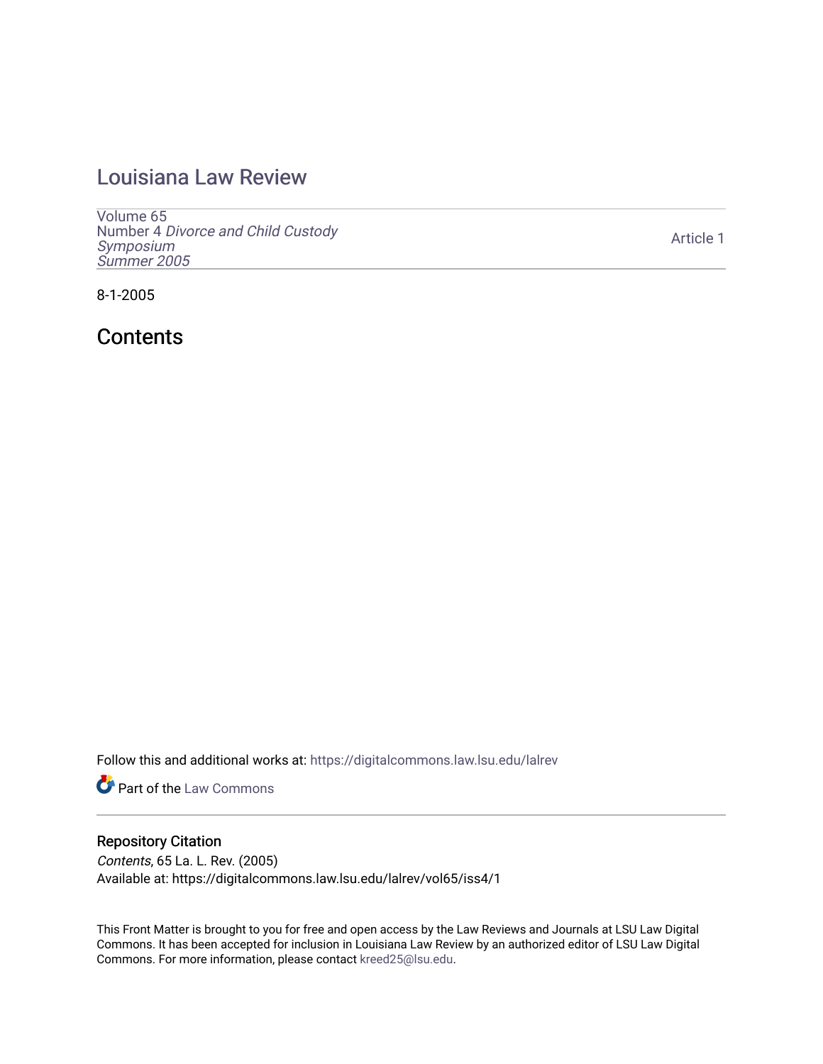# Louisiana Law Review

Volume 65
Number 4 *Divorce and Child Custody Symposium*
*Summer 2005*

Article 1

8-1-2005

## Contents

Follow this and additional works at: https://digitalcommons.law.lsu.edu/lalrev

Part of the Law Commons

### Repository Citation

*Contents*, 65 La. L. Rev. (2005)
Available at: https://digitalcommons.law.lsu.edu/lalrev/vol65/iss4/1

This Front Matter is brought to you for free and open access by the Law Reviews and Journals at LSU Law Digital Commons. It has been accepted for inclusion in Louisiana Law Review by an authorized editor of LSU Law Digital Commons. For more information, please contact kreed25@lsu.edu.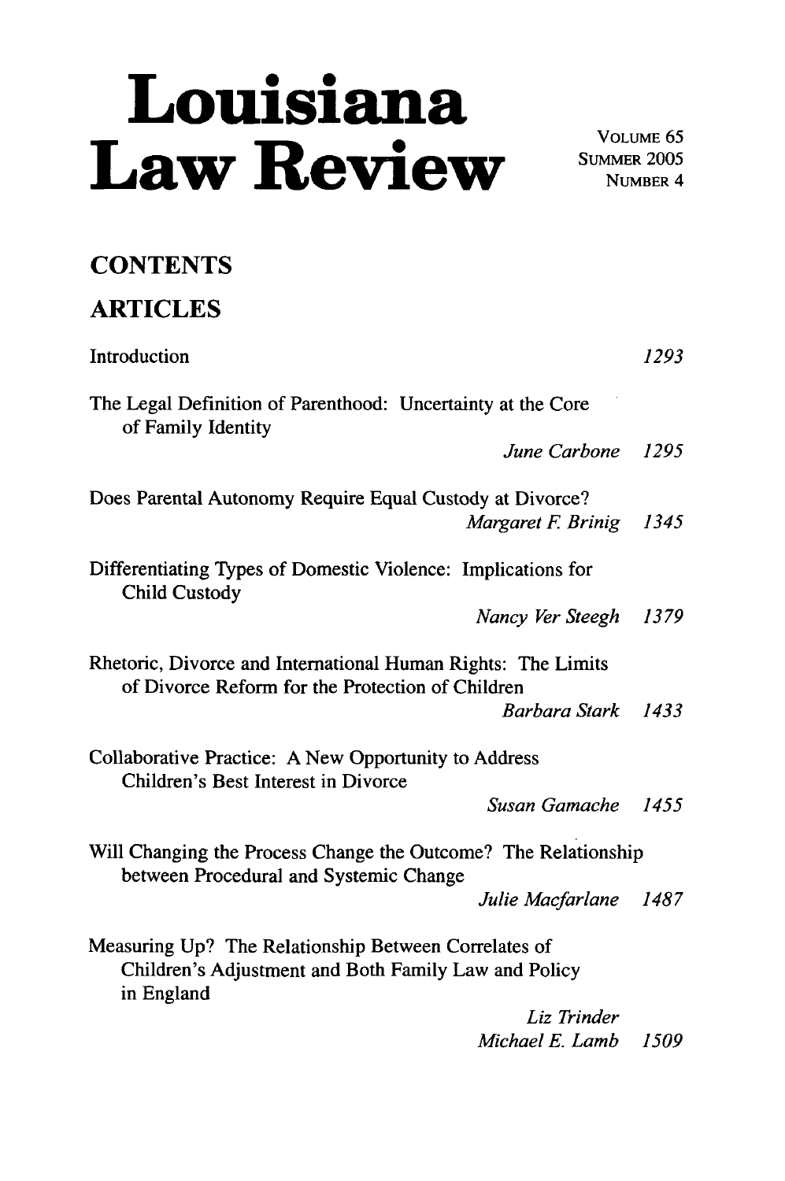# Louisiana Law Review

VOLUME 65
SUMMER 2005
NUMBER 4

## CONTENTS

## ARTICLES

Introduction — *1293*

The Legal Definition of Parenthood: Uncertainty at the Core of Family Identity
*June Carbone* — *1295*

Does Parental Autonomy Require Equal Custody at Divorce?
*Margaret F. Brinig* — *1345*

Differentiating Types of Domestic Violence: Implications for Child Custody
*Nancy Ver Steegh* — *1379*

Rhetoric, Divorce and International Human Rights: The Limits of Divorce Reform for the Protection of Children
*Barbara Stark* — *1433*

Collaborative Practice: A New Opportunity to Address Children's Best Interest in Divorce
*Susan Gamache* — *1455*

Will Changing the Process Change the Outcome? The Relationship between Procedural and Systemic Change
*Julie Macfarlane* — *1487*

Measuring Up? The Relationship Between Correlates of Children's Adjustment and Both Family Law and Policy in England
*Liz Trinder*
*Michael E. Lamb* — *1509*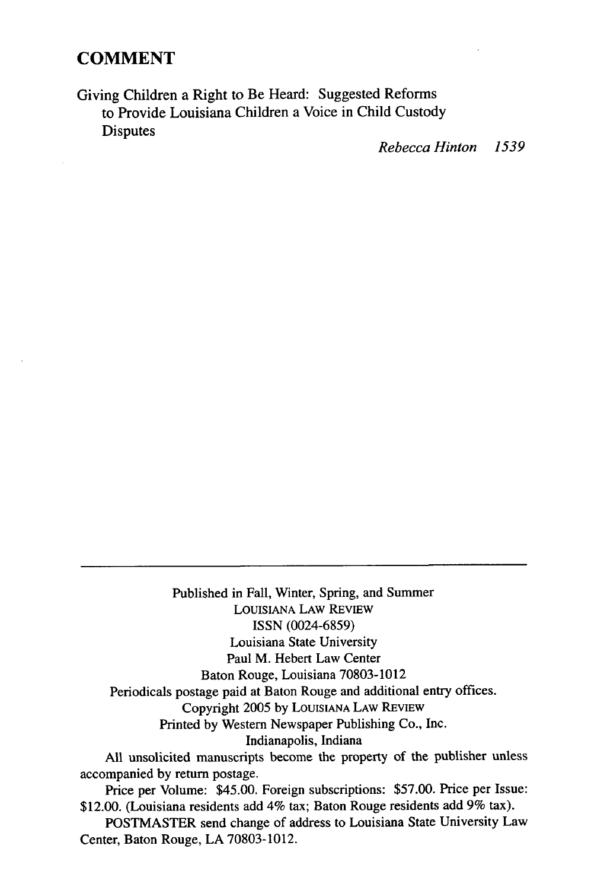## COMMENT

Giving Children a Right to Be Heard: Suggested Reforms to Provide Louisiana Children a Voice in Child Custody Disputes *Rebecca Hinton* 1539

---

Published in Fall, Winter, Spring, and Summer
LOUISIANA LAW REVIEW
ISSN (0024-6859)
Louisiana State University
Paul M. Hebert Law Center
Baton Rouge, Louisiana 70803-1012
Periodicals postage paid at Baton Rouge and additional entry offices.
Copyright 2005 by LOUISIANA LAW REVIEW
Printed by Western Newspaper Publishing Co., Inc.
Indianapolis, Indiana

All unsolicited manuscripts become the property of the publisher unless accompanied by return postage.

Price per Volume: $45.00. Foreign subscriptions: $57.00. Price per Issue: $12.00. (Louisiana residents add 4% tax; Baton Rouge residents add 9% tax).

POSTMASTER send change of address to Louisiana State University Law Center, Baton Rouge, LA 70803-1012.